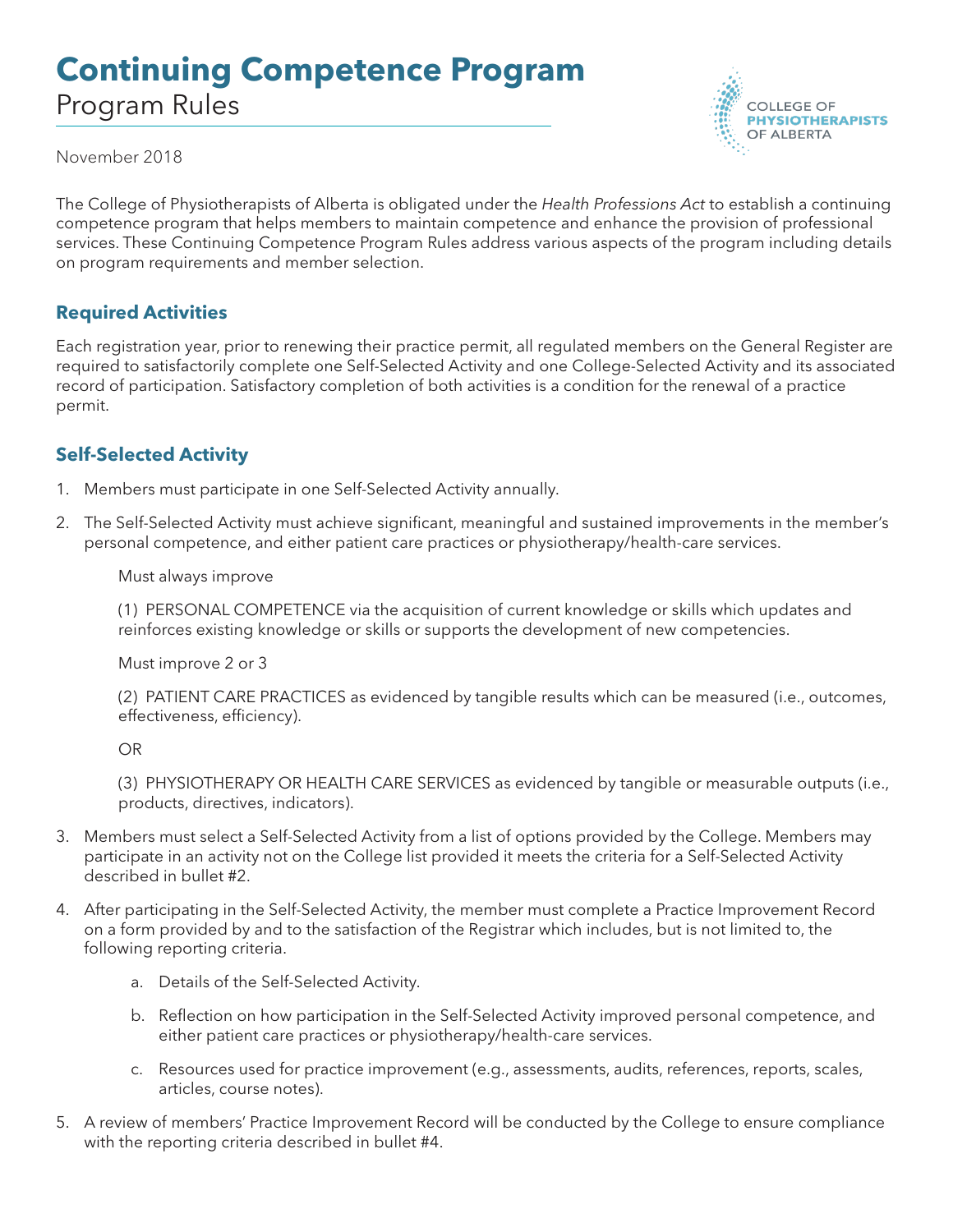# Continuing Competence Program

Program Rules

November 2018

COLLEGE OF PHYSIOTHERAPISTS OF ALBERTA

The College of Physiotherapists of Alberta is obligated under the *Health Professions Act* to establish a continuing competence program that helps members to maintain competence and enhance the provision of professional services. These Continuing Competence Program Rules address various aspects of the program including details on program requirements and member selection.

## Required Activities

Each registration year, prior to renewing their practice permit, all regulated members on the General Register are required to satisfactorily complete one Self-Selected Activity and one College-Selected Activity and its associated record of participation. Satisfactory completion of both activities is a condition for the renewal of a practice permit.

## Self-Selected Activity

1. Members must participate in one Self-Selected Activity annually.
2. The Self-Selected Activity must achieve significant, meaningful and sustained improvements in the member's personal competence, and either patient care practices or physiotherapy/health-care services.

   Must always improve

   (1) PERSONAL COMPETENCE via the acquisition of current knowledge or skills which updates and reinforces existing knowledge or skills or supports the development of new competencies.

   Must improve 2 or 3

   (2) PATIENT CARE PRACTICES as evidenced by tangible results which can be measured (i.e., outcomes, effectiveness, efficiency).

   OR

   (3) PHYSIOTHERAPY OR HEALTH CARE SERVICES as evidenced by tangible or measurable outputs (i.e., products, directives, indicators).

3. Members must select a Self-Selected Activity from a list of options provided by the College. Members may participate in an activity not on the College list provided it meets the criteria for a Self-Selected Activity described in bullet #2.
4. After participating in the Self-Selected Activity, the member must complete a Practice Improvement Record on a form provided by and to the satisfaction of the Registrar which includes, but is not limited to, the following reporting criteria.
   a. Details of the Self-Selected Activity.
   b. Reflection on how participation in the Self-Selected Activity improved personal competence, and either patient care practices or physiotherapy/health-care services.
   c. Resources used for practice improvement (e.g., assessments, audits, references, reports, scales, articles, course notes).
5. A review of members' Practice Improvement Record will be conducted by the College to ensure compliance with the reporting criteria described in bullet #4.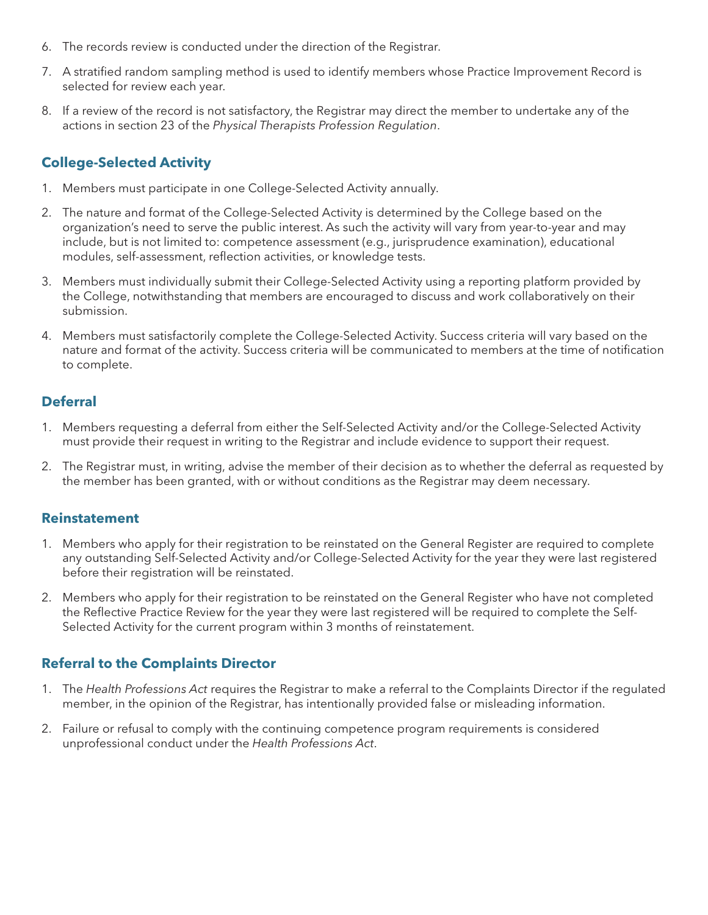6. The records review is conducted under the direction of the Registrar.
7. A stratified random sampling method is used to identify members whose Practice Improvement Record is selected for review each year.
8. If a review of the record is not satisfactory, the Registrar may direct the member to undertake any of the actions in section 23 of the *Physical Therapists Profession Regulation*.

## College-Selected Activity

1. Members must participate in one College-Selected Activity annually.
2. The nature and format of the College-Selected Activity is determined by the College based on the organization's need to serve the public interest. As such the activity will vary from year-to-year and may include, but is not limited to: competence assessment (e.g., jurisprudence examination), educational modules, self-assessment, reflection activities, or knowledge tests.
3. Members must individually submit their College-Selected Activity using a reporting platform provided by the College, notwithstanding that members are encouraged to discuss and work collaboratively on their submission.
4. Members must satisfactorily complete the College-Selected Activity. Success criteria will vary based on the nature and format of the activity. Success criteria will be communicated to members at the time of notification to complete.

## Deferral

1. Members requesting a deferral from either the Self-Selected Activity and/or the College-Selected Activity must provide their request in writing to the Registrar and include evidence to support their request.
2. The Registrar must, in writing, advise the member of their decision as to whether the deferral as requested by the member has been granted, with or without conditions as the Registrar may deem necessary.

## Reinstatement

1. Members who apply for their registration to be reinstated on the General Register are required to complete any outstanding Self-Selected Activity and/or College-Selected Activity for the year they were last registered before their registration will be reinstated.
2. Members who apply for their registration to be reinstated on the General Register who have not completed the Reflective Practice Review for the year they were last registered will be required to complete the Self-Selected Activity for the current program within 3 months of reinstatement.

## Referral to the Complaints Director

1. The *Health Professions Act* requires the Registrar to make a referral to the Complaints Director if the regulated member, in the opinion of the Registrar, has intentionally provided false or misleading information.
2. Failure or refusal to comply with the continuing competence program requirements is considered unprofessional conduct under the *Health Professions Act*.